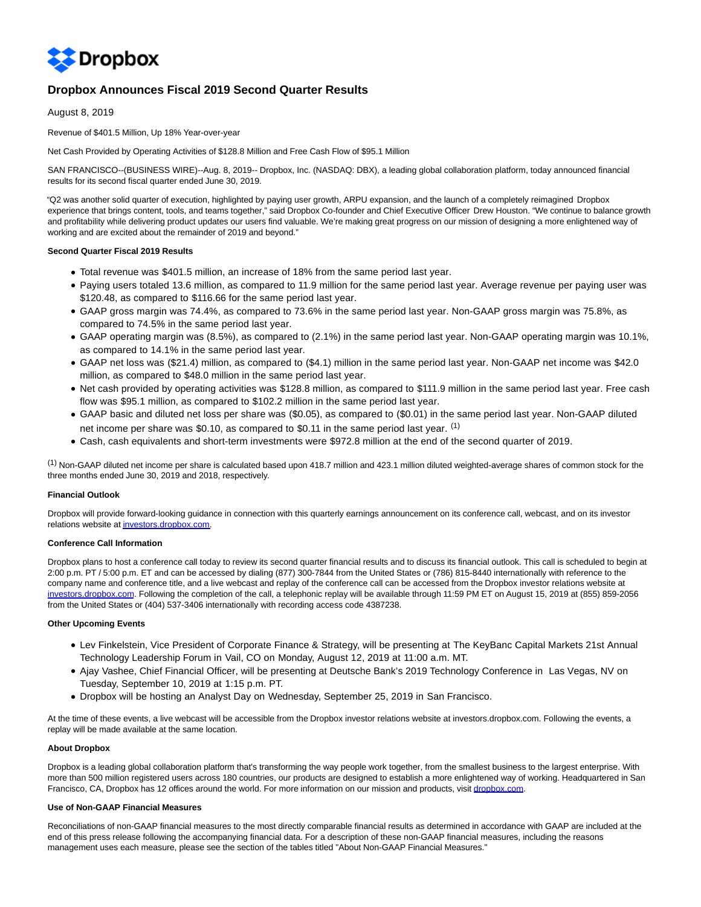Dropbox

# Dropbox Announces Fiscal 2019 Second Quarter Results

August 8, 2019

Revenue of $401.5 Million, Up 18% Year-over-year

Net Cash Provided by Operating Activities of $128.8 Million and Free Cash Flow of $95.1 Million

SAN FRANCISCO--(BUSINESS WIRE)--Aug. 8, 2019-- Dropbox, Inc. (NASDAQ: DBX), a leading global collaboration platform, today announced financial results for its second fiscal quarter ended June 30, 2019.

"Q2 was another solid quarter of execution, highlighted by paying user growth, ARPU expansion, and the launch of a completely reimagined Dropbox experience that brings content, tools, and teams together," said Dropbox Co-founder and Chief Executive Officer Drew Houston. "We continue to balance growth and profitability while delivering product updates our users find valuable. We're making great progress on our mission of designing a more enlightened way of working and are excited about the remainder of 2019 and beyond."

**Second Quarter Fiscal 2019 Results**

- Total revenue was $401.5 million, an increase of 18% from the same period last year.
- Paying users totaled 13.6 million, as compared to 11.9 million for the same period last year. Average revenue per paying user was $120.48, as compared to $116.66 for the same period last year.
- GAAP gross margin was 74.4%, as compared to 73.6% in the same period last year. Non-GAAP gross margin was 75.8%, as compared to 74.5% in the same period last year.
- GAAP operating margin was (8.5%), as compared to (2.1%) in the same period last year. Non-GAAP operating margin was 10.1%, as compared to 14.1% in the same period last year.
- GAAP net loss was ($21.4) million, as compared to ($4.1) million in the same period last year. Non-GAAP net income was $42.0 million, as compared to $48.0 million in the same period last year.
- Net cash provided by operating activities was $128.8 million, as compared to $111.9 million in the same period last year. Free cash flow was $95.1 million, as compared to $102.2 million in the same period last year.
- GAAP basic and diluted net loss per share was ($0.05), as compared to ($0.01) in the same period last year. Non-GAAP diluted net income per share was $0.10, as compared to $0.11 in the same period last year. [(1)]
- Cash, cash equivalents and short-term investments were $972.8 million at the end of the second quarter of 2019.

[(1)] Non-GAAP diluted net income per share is calculated based upon 418.7 million and 423.1 million diluted weighted-average shares of common stock for the three months ended June 30, 2019 and 2018, respectively.

**Financial Outlook**

Dropbox will provide forward-looking guidance in connection with this quarterly earnings announcement on its conference call, webcast, and on its investor relations website at investors.dropbox.com.

**Conference Call Information**

Dropbox plans to host a conference call today to review its second quarter financial results and to discuss its financial outlook. This call is scheduled to begin at 2:00 p.m. PT / 5:00 p.m. ET and can be accessed by dialing (877) 300-7844 from the United States or (786) 815-8440 internationally with reference to the company name and conference title, and a live webcast and replay of the conference call can be accessed from the Dropbox investor relations website at investors.dropbox.com. Following the completion of the call, a telephonic replay will be available through 11:59 PM ET on August 15, 2019 at (855) 859-2056 from the United States or (404) 537-3406 internationally with recording access code 4387238.

**Other Upcoming Events**

- Lev Finkelstein, Vice President of Corporate Finance & Strategy, will be presenting at The KeyBanc Capital Markets 21st Annual Technology Leadership Forum in Vail, CO on Monday, August 12, 2019 at 11:00 a.m. MT.
- Ajay Vashee, Chief Financial Officer, will be presenting at Deutsche Bank's 2019 Technology Conference in Las Vegas, NV on Tuesday, September 10, 2019 at 1:15 p.m. PT.
- Dropbox will be hosting an Analyst Day on Wednesday, September 25, 2019 in San Francisco.

At the time of these events, a live webcast will be accessible from the Dropbox investor relations website at investors.dropbox.com. Following the events, a replay will be made available at the same location.

**About Dropbox**

Dropbox is a leading global collaboration platform that's transforming the way people work together, from the smallest business to the largest enterprise. With more than 500 million registered users across 180 countries, our products are designed to establish a more enlightened way of working. Headquartered in San Francisco, CA, Dropbox has 12 offices around the world. For more information on our mission and products, visit dropbox.com.

**Use of Non-GAAP Financial Measures**

Reconciliations of non-GAAP financial measures to the most directly comparable financial results as determined in accordance with GAAP are included at the end of this press release following the accompanying financial data. For a description of these non-GAAP financial measures, including the reasons management uses each measure, please see the section of the tables titled "About Non-GAAP Financial Measures."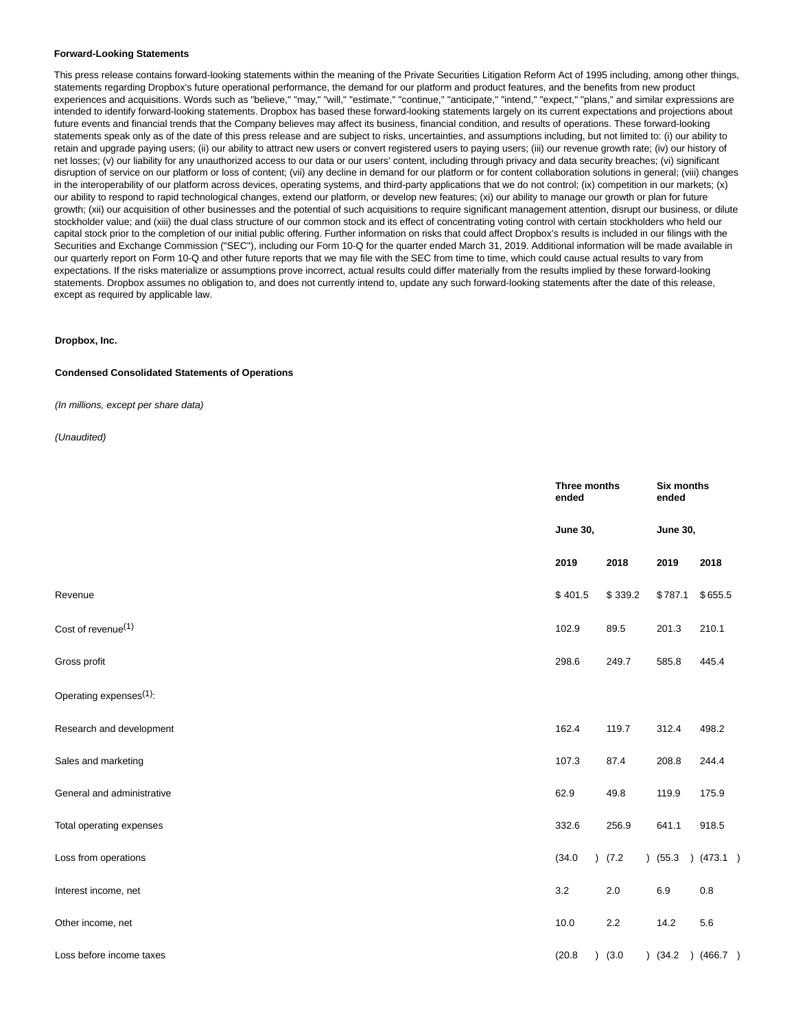**Forward-Looking Statements**

This press release contains forward-looking statements within the meaning of the Private Securities Litigation Reform Act of 1995 including, among other things, statements regarding Dropbox's future operational performance, the demand for our platform and product features, and the benefits from new product experiences and acquisitions. Words such as "believe," "may," "will," "estimate," "continue," "anticipate," "intend," "expect," "plans," and similar expressions are intended to identify forward-looking statements. Dropbox has based these forward-looking statements largely on its current expectations and projections about future events and financial trends that the Company believes may affect its business, financial condition, and results of operations. These forward-looking statements speak only as of the date of this press release and are subject to risks, uncertainties, and assumptions including, but not limited to: (i) our ability to retain and upgrade paying users; (ii) our ability to attract new users or convert registered users to paying users; (iii) our revenue growth rate; (iv) our history of net losses; (v) our liability for any unauthorized access to our data or our users' content, including through privacy and data security breaches; (vi) significant disruption of service on our platform or loss of content; (vii) any decline in demand for our platform or for content collaboration solutions in general; (viii) changes in the interoperability of our platform across devices, operating systems, and third-party applications that we do not control; (ix) competition in our markets; (x) our ability to respond to rapid technological changes, extend our platform, or develop new features; (xi) our ability to manage our growth or plan for future growth; (xii) our acquisition of other businesses and the potential of such acquisitions to require significant management attention, disrupt our business, or dilute stockholder value; and (xiii) the dual class structure of our common stock and its effect of concentrating voting control with certain stockholders who held our capital stock prior to the completion of our initial public offering. Further information on risks that could affect Dropbox's results is included in our filings with the Securities and Exchange Commission ("SEC"), including our Form 10-Q for the quarter ended March 31, 2019. Additional information will be made available in our quarterly report on Form 10-Q and other future reports that we may file with the SEC from time to time, which could cause actual results to vary from expectations. If the risks materialize or assumptions prove incorrect, actual results could differ materially from the results implied by these forward-looking statements. Dropbox assumes no obligation to, and does not currently intend to, update any such forward-looking statements after the date of this release, except as required by applicable law.

**Dropbox, Inc.**

**Condensed Consolidated Statements of Operations**

*(In millions, except per share data)*

*(Unaudited)*

| | Three months ended | | Six months ended | |
|---|---|---|---|---|
| | June 30, | | June 30, | |
| | 2019 | 2018 | 2019 | 2018 |
| Revenue | $ 401.5 | $ 339.2 | $ 787.1 | $ 655.5 |
| Cost of revenue[1] | 102.9 | 89.5 | 201.3 | 210.1 |
| Gross profit | 298.6 | 249.7 | 585.8 | 445.4 |
| Operating expenses[1]: | | | | |
| Research and development | 162.4 | 119.7 | 312.4 | 498.2 |
| Sales and marketing | 107.3 | 87.4 | 208.8 | 244.4 |
| General and administrative | 62.9 | 49.8 | 119.9 | 175.9 |
| Total operating expenses | 332.6 | 256.9 | 641.1 | 918.5 |
| Loss from operations | (34.0 ) | (7.2 ) | (55.3 ) | (473.1 ) |
| Interest income, net | 3.2 | 2.0 | 6.9 | 0.8 |
| Other income, net | 10.0 | 2.2 | 14.2 | 5.6 |
| Loss before income taxes | (20.8 ) | (3.0 ) | (34.2 ) | (466.7 ) |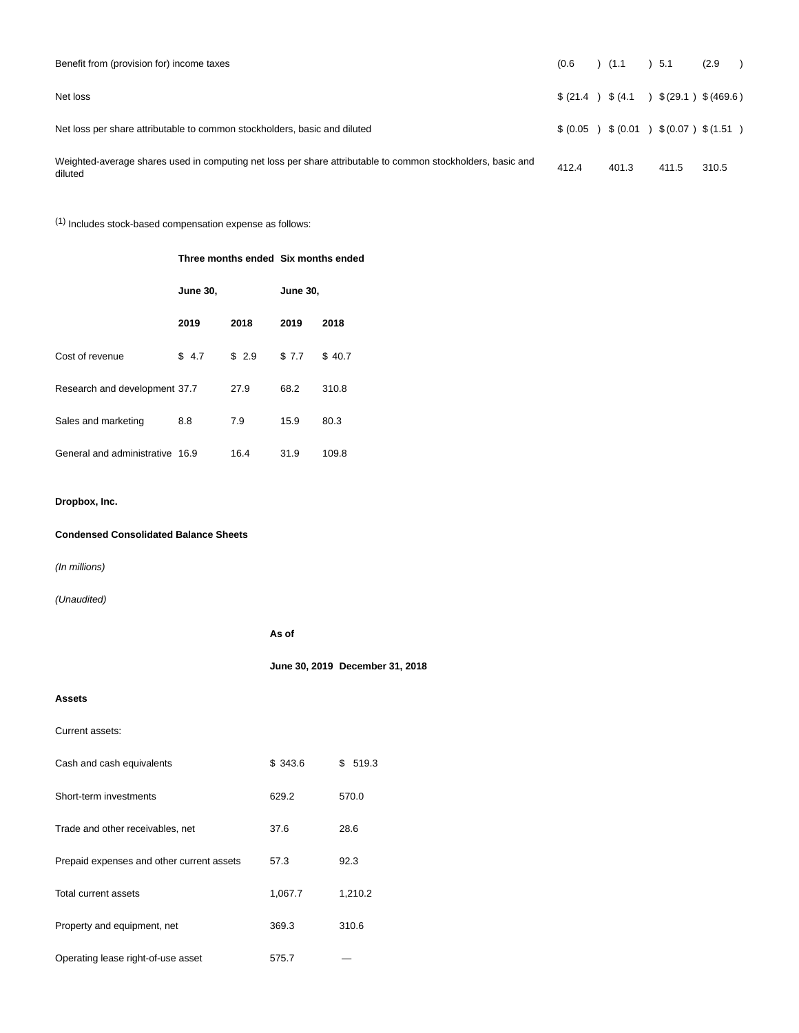| | | | | |
|---|---|---|---|---|
| Benefit from (provision for) income taxes | (0.6 ) | (1.1 ) | 5.1 | (2.9 ) |
| Net loss | $ (21.4 ) | $ (4.1 ) | $ (29.1 ) | $ (469.6 ) |
| Net loss per share attributable to common stockholders, basic and diluted | $ (0.05 ) | $ (0.01 ) | $ (0.07 ) | $ (1.51 ) |
| Weighted-average shares used in computing net loss per share attributable to common stockholders, basic and diluted | 412.4 | 401.3 | 411.5 | 310.5 |

[1] Includes stock-based compensation expense as follows:

| | Three months ended | | Six months ended | |
|---|---|---|---|---|
| | June 30, | | June 30, | |
| | 2019 | 2018 | 2019 | 2018 |
| Cost of revenue | $ 4.7 | $ 2.9 | $ 7.7 | $ 40.7 |
| Research and development | 37.7 | 27.9 | 68.2 | 310.8 |
| Sales and marketing | 8.8 | 7.9 | 15.9 | 80.3 |
| General and administrative | 16.9 | 16.4 | 31.9 | 109.8 |

**Dropbox, Inc.**

**Condensed Consolidated Balance Sheets**

*(In millions)*

*(Unaudited)*

| | As of | |
|---|---|---|
| | June 30, 2019 | December 31, 2018 |
| **Assets** | | |
| Current assets: | | |
| Cash and cash equivalents | $ 343.6 | $ 519.3 |
| Short-term investments | 629.2 | 570.0 |
| Trade and other receivables, net | 37.6 | 28.6 |
| Prepaid expenses and other current assets | 57.3 | 92.3 |
| Total current assets | 1,067.7 | 1,210.2 |
| Property and equipment, net | 369.3 | 310.6 |
| Operating lease right-of-use asset | 575.7 | — |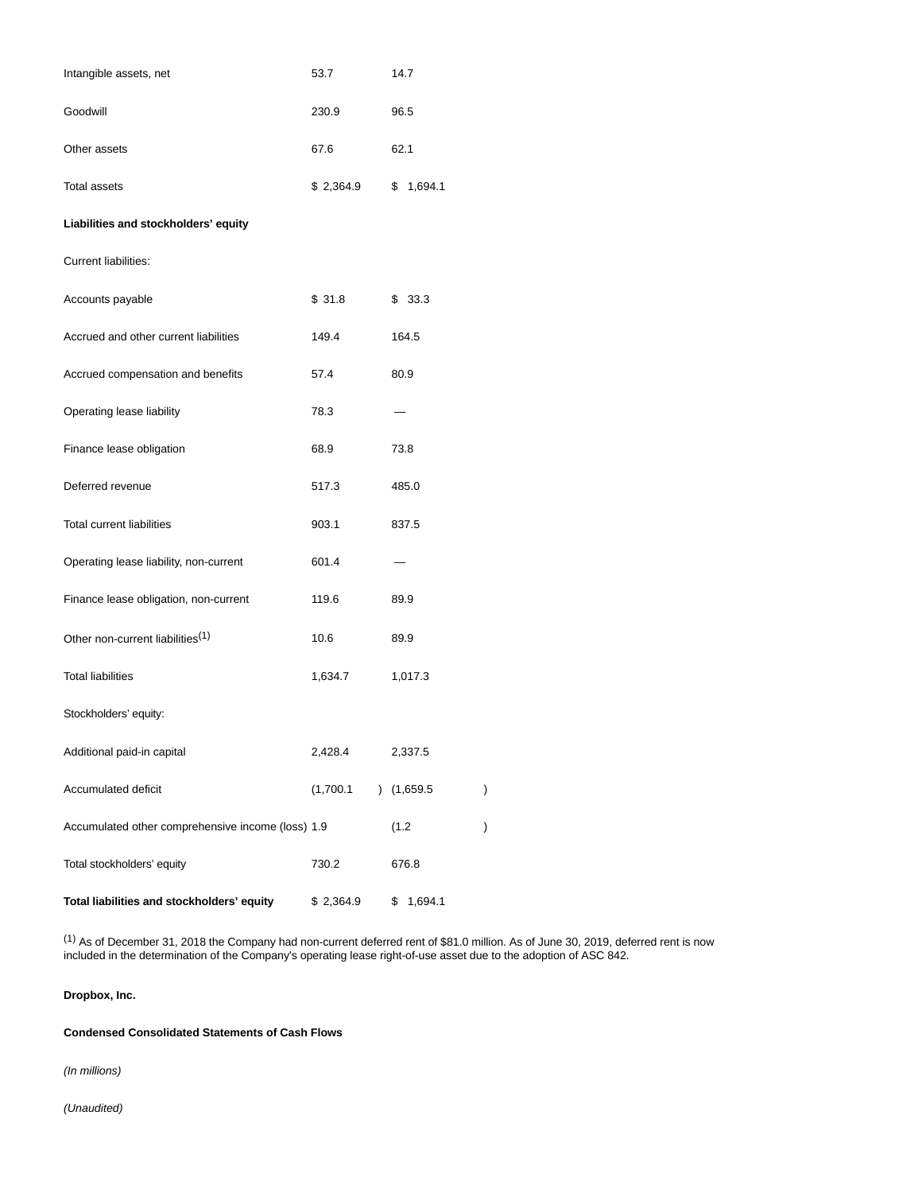| | | |
|---|---|---|
| Intangible assets, net | 53.7 | 14.7 |
| Goodwill | 230.9 | 96.5 |
| Other assets | 67.6 | 62.1 |
| Total assets | $ 2,364.9 | $ 1,694.1 |
| **Liabilities and stockholders' equity** | | |
| Current liabilities: | | |
| Accounts payable | $ 31.8 | $ 33.3 |
| Accrued and other current liabilities | 149.4 | 164.5 |
| Accrued compensation and benefits | 57.4 | 80.9 |
| Operating lease liability | 78.3 | — |
| Finance lease obligation | 68.9 | 73.8 |
| Deferred revenue | 517.3 | 485.0 |
| Total current liabilities | 903.1 | 837.5 |
| Operating lease liability, non-current | 601.4 | — |
| Finance lease obligation, non-current | 119.6 | 89.9 |
| Other non-current liabilities[1] | 10.6 | 89.9 |
| Total liabilities | 1,634.7 | 1,017.3 |
| Stockholders' equity: | | |
| Additional paid-in capital | 2,428.4 | 2,337.5 |
| Accumulated deficit | (1,700.1) | (1,659.5) |
| Accumulated other comprehensive income (loss) | 1.9 | (1.2) |
| Total stockholders' equity | 730.2 | 676.8 |
| **Total liabilities and stockholders' equity** | $ 2,364.9 | $ 1,694.1 |

[1] As of December 31, 2018 the Company had non-current deferred rent of $81.0 million. As of June 30, 2019, deferred rent is now included in the determination of the Company's operating lease right-of-use asset due to the adoption of ASC 842.

**Dropbox, Inc.**

**Condensed Consolidated Statements of Cash Flows**

*(In millions)*

*(Unaudited)*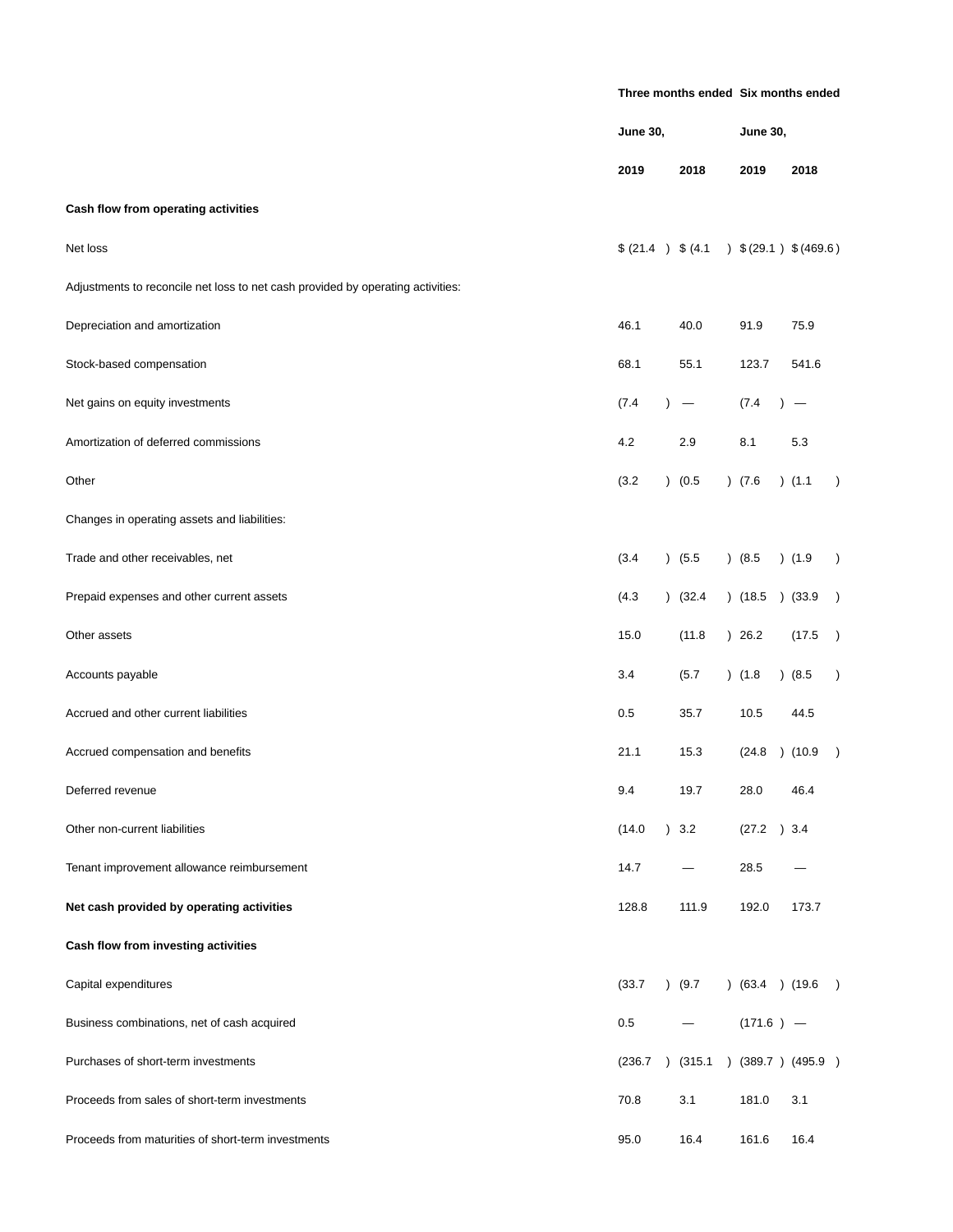|  | Three months ended |  | Six months ended |  |
| --- | --- | --- | --- | --- |
|  | June 30, |  | June 30, |  |
|  | 2019 | 2018 | 2019 | 2018 |
| **Cash flow from operating activities** |  |  |  |  |
| Net loss | $ (21.4 ) | $ (4.1 ) | $ (29.1 ) | $ (469.6 ) |
| Adjustments to reconcile net loss to net cash provided by operating activities: |  |  |  |  |
| Depreciation and amortization | 46.1 | 40.0 | 91.9 | 75.9 |
| Stock-based compensation | 68.1 | 55.1 | 123.7 | 541.6 |
| Net gains on equity investments | (7.4 ) | — | (7.4 ) | — |
| Amortization of deferred commissions | 4.2 | 2.9 | 8.1 | 5.3 |
| Other | (3.2 ) | (0.5 ) | (7.6 ) | (1.1 ) |
| Changes in operating assets and liabilities: |  |  |  |  |
| Trade and other receivables, net | (3.4 ) | (5.5 ) | (8.5 ) | (1.9 ) |
| Prepaid expenses and other current assets | (4.3 ) | (32.4 ) | (18.5 ) | (33.9 ) |
| Other assets | 15.0 | (11.8 ) | 26.2 | (17.5 ) |
| Accounts payable | 3.4 | (5.7 ) | (1.8 ) | (8.5 ) |
| Accrued and other current liabilities | 0.5 | 35.7 | 10.5 | 44.5 |
| Accrued compensation and benefits | 21.1 | 15.3 | (24.8 ) | (10.9 ) |
| Deferred revenue | 9.4 | 19.7 | 28.0 | 46.4 |
| Other non-current liabilities | (14.0 ) | 3.2 | (27.2 ) | 3.4 |
| Tenant improvement allowance reimbursement | 14.7 | — | 28.5 | — |
| **Net cash provided by operating activities** | 128.8 | 111.9 | 192.0 | 173.7 |
| **Cash flow from investing activities** |  |  |  |  |
| Capital expenditures | (33.7 ) | (9.7 ) | (63.4 ) | (19.6 ) |
| Business combinations, net of cash acquired | 0.5 | — | (171.6 ) | — |
| Purchases of short-term investments | (236.7 ) | (315.1 ) | (389.7 ) | (495.9 ) |
| Proceeds from sales of short-term investments | 70.8 | 3.1 | 181.0 | 3.1 |
| Proceeds from maturities of short-term investments | 95.0 | 16.4 | 161.6 | 16.4 |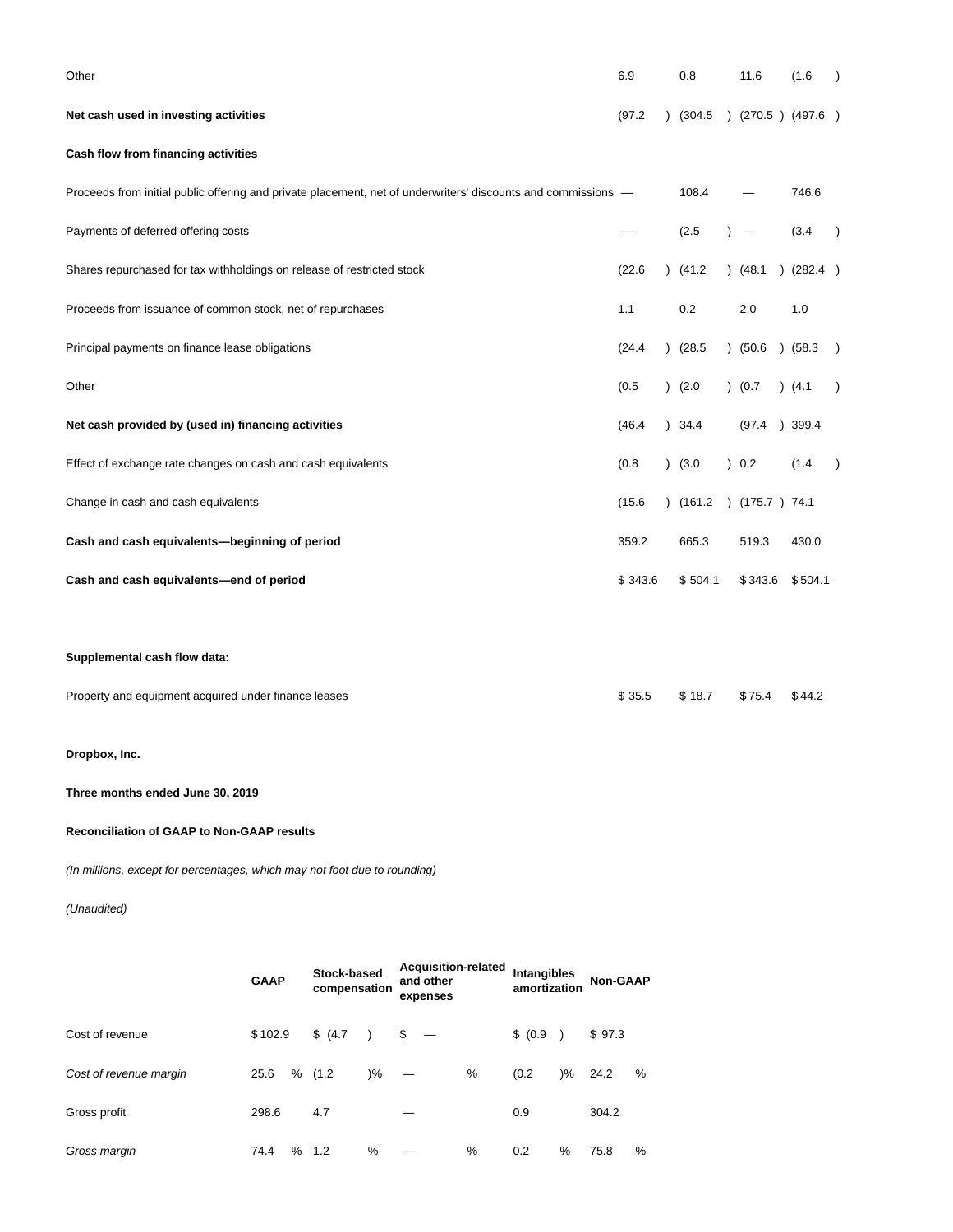| | | | | |
|---|---|---|---|---|
| Other | 6.9 | 0.8 | 11.6 | (1.6) |
| **Net cash used in investing activities** | (97.2) | (304.5) | (270.5) | (497.6) |
| **Cash flow from financing activities** | | | | |
| Proceeds from initial public offering and private placement, net of underwriters' discounts and commissions | — | 108.4 | — | 746.6 |
| Payments of deferred offering costs | — | (2.5) | — | (3.4) |
| Shares repurchased for tax withholdings on release of restricted stock | (22.6) | (41.2) | (48.1) | (282.4) |
| Proceeds from issuance of common stock, net of repurchases | 1.1 | 0.2 | 2.0 | 1.0 |
| Principal payments on finance lease obligations | (24.4) | (28.5) | (50.6) | (58.3) |
| Other | (0.5) | (2.0) | (0.7) | (4.1) |
| **Net cash provided by (used in) financing activities** | (46.4) | 34.4 | (97.4) | 399.4 |
| Effect of exchange rate changes on cash and cash equivalents | (0.8) | (3.0) | 0.2 | (1.4) |
| Change in cash and cash equivalents | (15.6) | (161.2) | (175.7) | 74.1 |
| **Cash and cash equivalents—beginning of period** | 359.2 | 665.3 | 519.3 | 430.0 |
| **Cash and cash equivalents—end of period** | $ 343.6 | $ 504.1 | $ 343.6 | $ 504.1 |
| | | | | |
| **Supplemental cash flow data:** | | | | |
| Property and equipment acquired under finance leases | $ 35.5 | $ 18.7 | $ 75.4 | $ 44.2 |

**Dropbox, Inc.**

**Three months ended June 30, 2019**

**Reconciliation of GAAP to Non-GAAP results**

*(In millions, except for percentages, which may not foot due to rounding)*

*(Unaudited)*

| | **GAAP** | **Stock-based compensation** | **Acquisition-related and other expenses** | **Intangibles amortization** | **Non-GAAP** |
|---|---|---|---|---|---|
| Cost of revenue | $ 102.9 | $ (4.7) | $ — | $ (0.9) | $ 97.3 |
| *Cost of revenue margin* | 25.6 % | (1.2)% | — % | (0.2)% | 24.2 % |
| Gross profit | 298.6 | 4.7 | — | 0.9 | 304.2 |
| *Gross margin* | 74.4 % | 1.2 % | — % | 0.2 % | 75.8 % |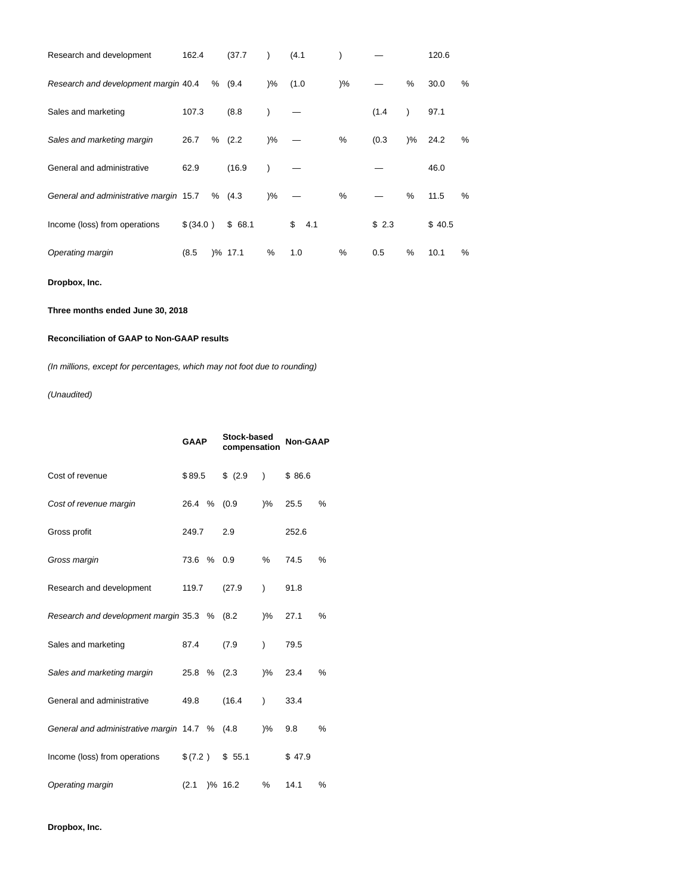| | | | | | |
|---|---|---|---|---|---|
| Research and development | 162.4 | (37.7) | (4.1) | — | 120.6 |
| *Research and development margin* | 40.4 % | (9.4)% | (1.0)% | — % | 30.0 % |
| Sales and marketing | 107.3 | (8.8) | — | (1.4) | 97.1 |
| *Sales and marketing margin* | 26.7 % | (2.2)% | — % | (0.3)% | 24.2 % |
| General and administrative | 62.9 | (16.9) | — | — | 46.0 |
| *General and administrative margin* | 15.7 % | (4.3)% | — % | — % | 11.5 % |
| Income (loss) from operations | $ (34.0) | $ 68.1 | $ 4.1 | $ 2.3 | $ 40.5 |
| *Operating margin* | (8.5)% | 17.1 % | 1.0 % | 0.5 % | 10.1 % |

**Dropbox, Inc.**

**Three months ended June 30, 2018**

**Reconciliation of GAAP to Non-GAAP results**

*(In millions, except for percentages, which may not foot due to rounding)*

*(Unaudited)*

| | GAAP | Stock-based compensation | Non-GAAP |
|---|---|---|---|
| Cost of revenue | $ 89.5 | $ (2.9) | $ 86.6 |
| *Cost of revenue margin* | 26.4 % | (0.9)% | 25.5 % |
| Gross profit | 249.7 | 2.9 | 252.6 |
| *Gross margin* | 73.6 % | 0.9 % | 74.5 % |
| Research and development | 119.7 | (27.9) | 91.8 |
| *Research and development margin* | 35.3 % | (8.2)% | 27.1 % |
| Sales and marketing | 87.4 | (7.9) | 79.5 |
| *Sales and marketing margin* | 25.8 % | (2.3)% | 23.4 % |
| General and administrative | 49.8 | (16.4) | 33.4 |
| *General and administrative margin* | 14.7 % | (4.8)% | 9.8 % |
| Income (loss) from operations | $ (7.2) | $ 55.1 | $ 47.9 |
| *Operating margin* | (2.1)% | 16.2 % | 14.1 % |

**Dropbox, Inc.**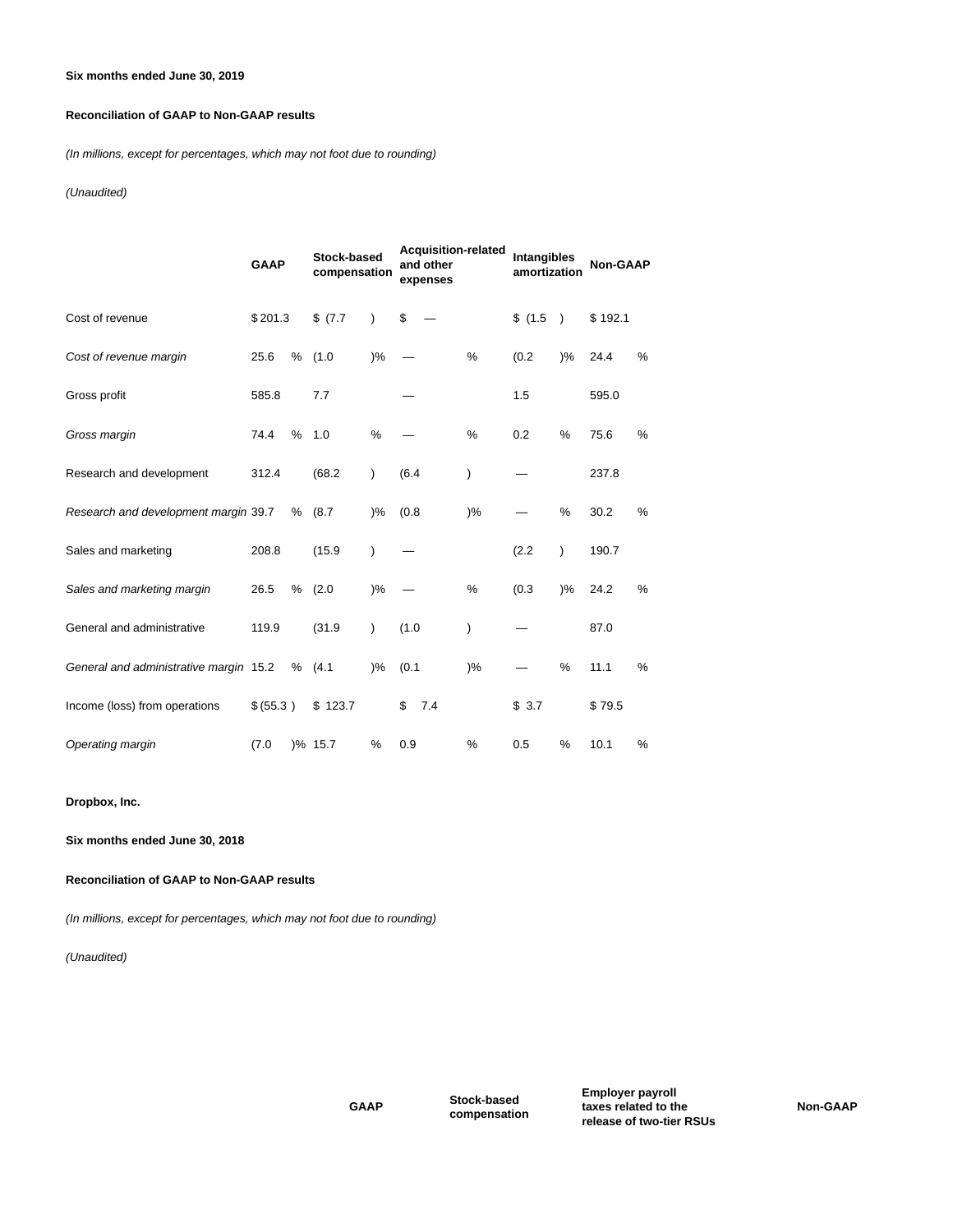**Six months ended June 30, 2019**

**Reconciliation of GAAP to Non-GAAP results**

*(In millions, except for percentages, which may not foot due to rounding)*

*(Unaudited)*

| | GAAP | Stock-based compensation | Acquisition-related and other expenses | Intangibles amortization | Non-GAAP |
|---|---|---|---|---|---|
| Cost of revenue | $ 201.3 | $ (7.7) | $ — | $ (1.5) | $ 192.1 |
| *Cost of revenue margin* | 25.6 % | (1.0)% | — % | (0.2)% | 24.4 % |
| Gross profit | 585.8 | 7.7 | — | 1.5 | 595.0 |
| *Gross margin* | 74.4 % | 1.0 % | — % | 0.2 % | 75.6 % |
| Research and development | 312.4 | (68.2) | (6.4) | — | 237.8 |
| *Research and development margin* | 39.7 % | (8.7)% | (0.8)% | — % | 30.2 % |
| Sales and marketing | 208.8 | (15.9) | — | (2.2) | 190.7 |
| *Sales and marketing margin* | 26.5 % | (2.0)% | — % | (0.3)% | 24.2 % |
| General and administrative | 119.9 | (31.9) | (1.0) | — | 87.0 |
| *General and administrative margin* | 15.2 % | (4.1)% | (0.1)% | — % | 11.1 % |
| Income (loss) from operations | $ (55.3) | $ 123.7 | $ 7.4 | $ 3.7 | $ 79.5 |
| *Operating margin* | (7.0)% | 15.7 % | 0.9 % | 0.5 % | 10.1 % |

**Dropbox, Inc.**

**Six months ended June 30, 2018**

**Reconciliation of GAAP to Non-GAAP results**

*(In millions, except for percentages, which may not foot due to rounding)*

*(Unaudited)*

| | GAAP | Stock-based compensation | Employer payroll taxes related to the release of two-tier RSUs | Non-GAAP |
|---|---|---|---|---|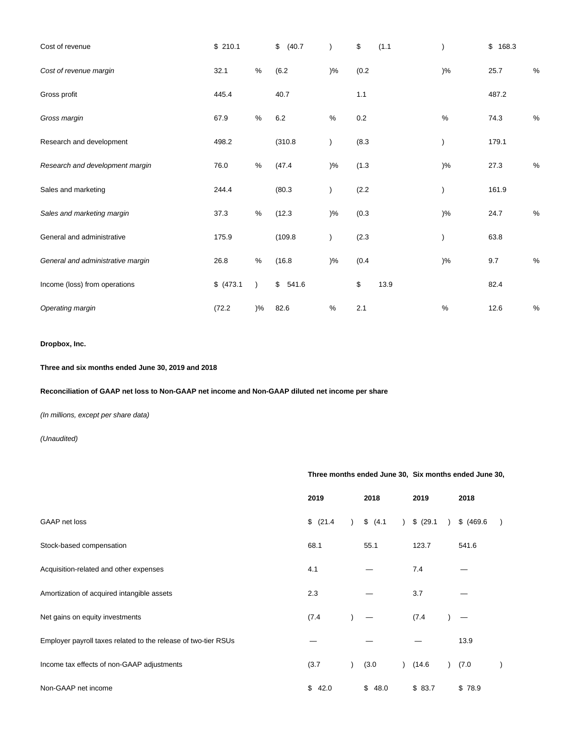| | | | | | | | | |
|---|---|---|---|---|---|---|---|---|
| Cost of revenue | $ 210.1 | | $ (40.7 | ) | $ (1.1 | ) | $ 168.3 | |
| *Cost of revenue margin* | 32.1 | % | (6.2 | )% | (0.2 | )% | 25.7 | % |
| Gross profit | 445.4 | | 40.7 | | 1.1 | | 487.2 | |
| *Gross margin* | 67.9 | % | 6.2 | % | 0.2 | % | 74.3 | % |
| Research and development | 498.2 | | (310.8 | ) | (8.3 | ) | 179.1 | |
| *Research and development margin* | 76.0 | % | (47.4 | )% | (1.3 | )% | 27.3 | % |
| Sales and marketing | 244.4 | | (80.3 | ) | (2.2 | ) | 161.9 | |
| *Sales and marketing margin* | 37.3 | % | (12.3 | )% | (0.3 | )% | 24.7 | % |
| General and administrative | 175.9 | | (109.8 | ) | (2.3 | ) | 63.8 | |
| *General and administrative margin* | 26.8 | % | (16.8 | )% | (0.4 | )% | 9.7 | % |
| Income (loss) from operations | $ (473.1 | ) | $ 541.6 | | $ 13.9 | | 82.4 | |
| *Operating margin* | (72.2 | )% | 82.6 | % | 2.1 | % | 12.6 | % |

**Dropbox, Inc.**

**Three and six months ended June 30, 2019 and 2018**

**Reconciliation of GAAP net loss to Non-GAAP net income and Non-GAAP diluted net income per share**

*(In millions, except per share data)*

*(Unaudited)*

| | Three months ended June 30, | | | | Six months ended June 30, | | | |
|---|---|---|---|---|---|---|---|---|
| | 2019 | | 2018 | | 2019 | | 2018 | |
| GAAP net loss | $ (21.4 | ) | $ (4.1 | ) | $ (29.1 | ) | $ (469.6 | ) |
| Stock-based compensation | 68.1 | | 55.1 | | 123.7 | | 541.6 | |
| Acquisition-related and other expenses | 4.1 | | — | | 7.4 | | — | |
| Amortization of acquired intangible assets | 2.3 | | — | | 3.7 | | — | |
| Net gains on equity investments | (7.4 | ) | — | | (7.4 | ) | — | |
| Employer payroll taxes related to the release of two-tier RSUs | — | | — | | — | | 13.9 | |
| Income tax effects of non-GAAP adjustments | (3.7 | ) | (3.0 | ) | (14.6 | ) | (7.0 | ) |
| Non-GAAP net income | $ 42.0 | | $ 48.0 | | $ 83.7 | | $ 78.9 | |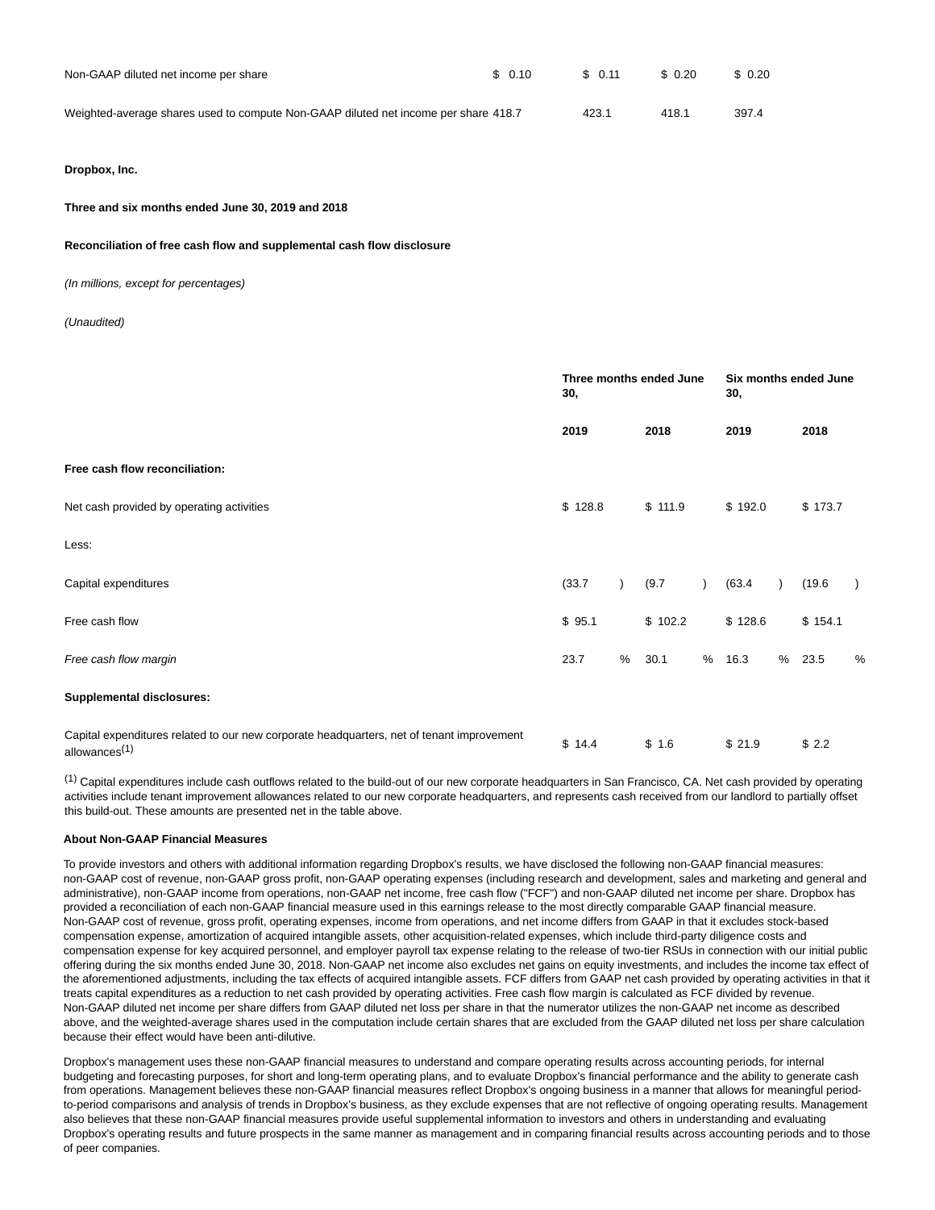| | | | | |
|---|---|---|---|---|
| Non-GAAP diluted net income per share | $ 0.10 | $ 0.11 | $ 0.20 | $ 0.20 |
| Weighted-average shares used to compute Non-GAAP diluted net income per share | 418.7 | 423.1 | 418.1 | 397.4 |

**Dropbox, Inc.**

**Three and six months ended June 30, 2019 and 2018**

**Reconciliation of free cash flow and supplemental cash flow disclosure**

*(In millions, except for percentages)*

*(Unaudited)*

| | Three months ended June 30, | | Six months ended June 30, | |
|---|---|---|---|---|
| | **2019** | **2018** | **2019** | **2018** |
| **Free cash flow reconciliation:** | | | | |
| Net cash provided by operating activities | $ 128.8 | $ 111.9 | $ 192.0 | $ 173.7 |
| Less: | | | | |
| Capital expenditures | (33.7) | (9.7) | (63.4) | (19.6) |
| Free cash flow | $ 95.1 | $ 102.2 | $ 128.6 | $ 154.1 |
| *Free cash flow margin* | 23.7 % | 30.1 % | 16.3 % | 23.5 % |
| **Supplemental disclosures:** | | | | |
| Capital expenditures related to our new corporate headquarters, net of tenant improvement allowances[(1)] | $ 14.4 | $ 1.6 | $ 21.9 | $ 2.2 |

[(1)] Capital expenditures include cash outflows related to the build-out of our new corporate headquarters in San Francisco, CA. Net cash provided by operating activities include tenant improvement allowances related to our new corporate headquarters, and represents cash received from our landlord to partially offset this build-out. These amounts are presented net in the table above.

**About Non-GAAP Financial Measures**

To provide investors and others with additional information regarding Dropbox's results, we have disclosed the following non-GAAP financial measures: non-GAAP cost of revenue, non-GAAP gross profit, non-GAAP operating expenses (including research and development, sales and marketing and general and administrative), non-GAAP income from operations, non-GAAP net income, free cash flow ("FCF") and non-GAAP diluted net income per share. Dropbox has provided a reconciliation of each non-GAAP financial measure used in this earnings release to the most directly comparable GAAP financial measure. Non-GAAP cost of revenue, gross profit, operating expenses, income from operations, and net income differs from GAAP in that it excludes stock-based compensation expense, amortization of acquired intangible assets, other acquisition-related expenses, which include third-party diligence costs and compensation expense for key acquired personnel, and employer payroll tax expense relating to the release of two-tier RSUs in connection with our initial public offering during the six months ended June 30, 2018. Non-GAAP net income also excludes net gains on equity investments, and includes the income tax effect of the aforementioned adjustments, including the tax effects of acquired intangible assets. FCF differs from GAAP net cash provided by operating activities in that it treats capital expenditures as a reduction to net cash provided by operating activities. Free cash flow margin is calculated as FCF divided by revenue. Non-GAAP diluted net income per share differs from GAAP diluted net loss per share in that the numerator utilizes the non-GAAP net income as described above, and the weighted-average shares used in the computation include certain shares that are excluded from the GAAP diluted net loss per share calculation because their effect would have been anti-dilutive.

Dropbox's management uses these non-GAAP financial measures to understand and compare operating results across accounting periods, for internal budgeting and forecasting purposes, for short and long-term operating plans, and to evaluate Dropbox's financial performance and the ability to generate cash from operations. Management believes these non-GAAP financial measures reflect Dropbox's ongoing business in a manner that allows for meaningful period-to-period comparisons and analysis of trends in Dropbox's business, as they exclude expenses that are not reflective of ongoing operating results. Management also believes that these non-GAAP financial measures provide useful supplemental information to investors and others in understanding and evaluating Dropbox's operating results and future prospects in the same manner as management and in comparing financial results across accounting periods and to those of peer companies.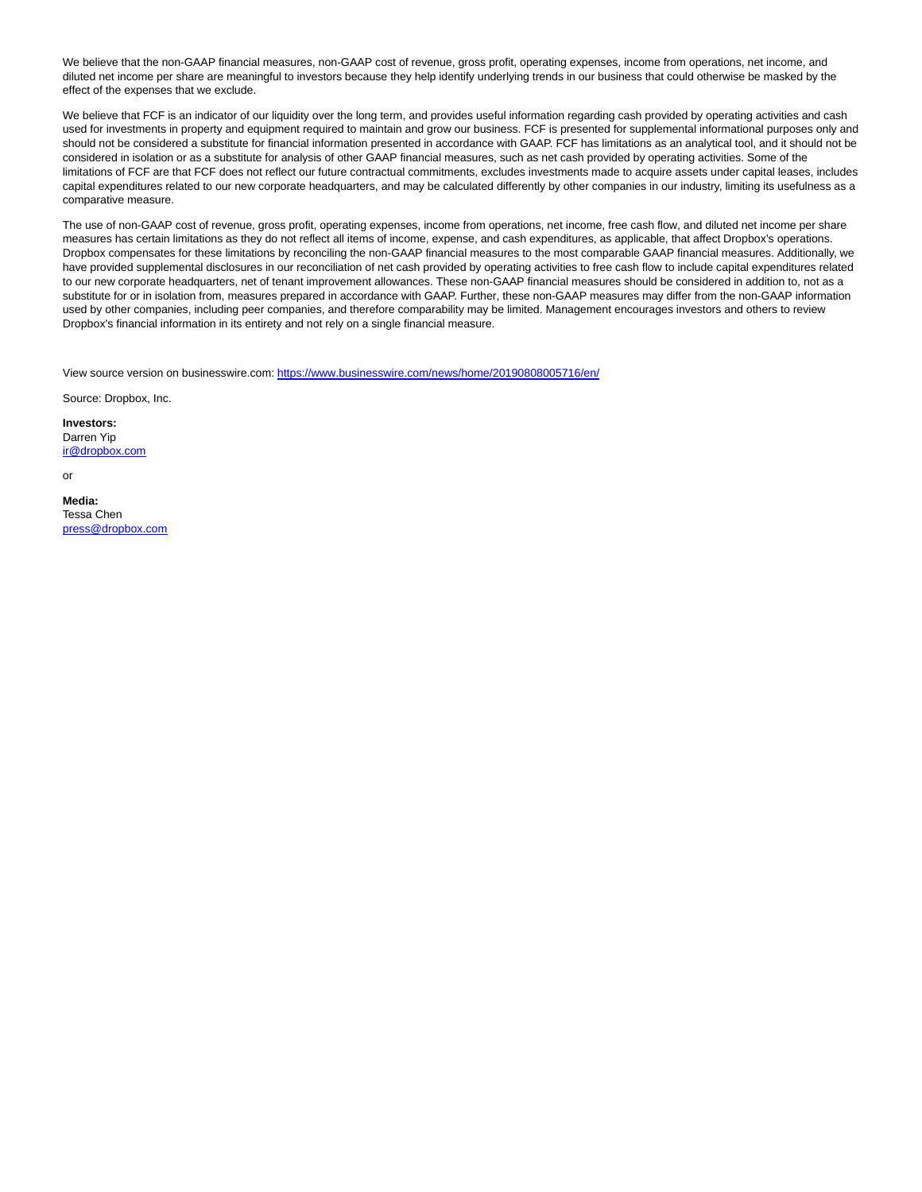We believe that the non-GAAP financial measures, non-GAAP cost of revenue, gross profit, operating expenses, income from operations, net income, and diluted net income per share are meaningful to investors because they help identify underlying trends in our business that could otherwise be masked by the effect of the expenses that we exclude.

We believe that FCF is an indicator of our liquidity over the long term, and provides useful information regarding cash provided by operating activities and cash used for investments in property and equipment required to maintain and grow our business. FCF is presented for supplemental informational purposes only and should not be considered a substitute for financial information presented in accordance with GAAP. FCF has limitations as an analytical tool, and it should not be considered in isolation or as a substitute for analysis of other GAAP financial measures, such as net cash provided by operating activities. Some of the limitations of FCF are that FCF does not reflect our future contractual commitments, excludes investments made to acquire assets under capital leases, includes capital expenditures related to our new corporate headquarters, and may be calculated differently by other companies in our industry, limiting its usefulness as a comparative measure.

The use of non-GAAP cost of revenue, gross profit, operating expenses, income from operations, net income, free cash flow, and diluted net income per share measures has certain limitations as they do not reflect all items of income, expense, and cash expenditures, as applicable, that affect Dropbox's operations. Dropbox compensates for these limitations by reconciling the non-GAAP financial measures to the most comparable GAAP financial measures. Additionally, we have provided supplemental disclosures in our reconciliation of net cash provided by operating activities to free cash flow to include capital expenditures related to our new corporate headquarters, net of tenant improvement allowances. These non-GAAP financial measures should be considered in addition to, not as a substitute for or in isolation from, measures prepared in accordance with GAAP. Further, these non-GAAP measures may differ from the non-GAAP information used by other companies, including peer companies, and therefore comparability may be limited. Management encourages investors and others to review Dropbox's financial information in its entirety and not rely on a single financial measure.

View source version on businesswire.com: https://www.businesswire.com/news/home/20190808005716/en/

Source: Dropbox, Inc.

**Investors:**
Darren Yip
ir@dropbox.com

or

**Media:**
Tessa Chen
press@dropbox.com